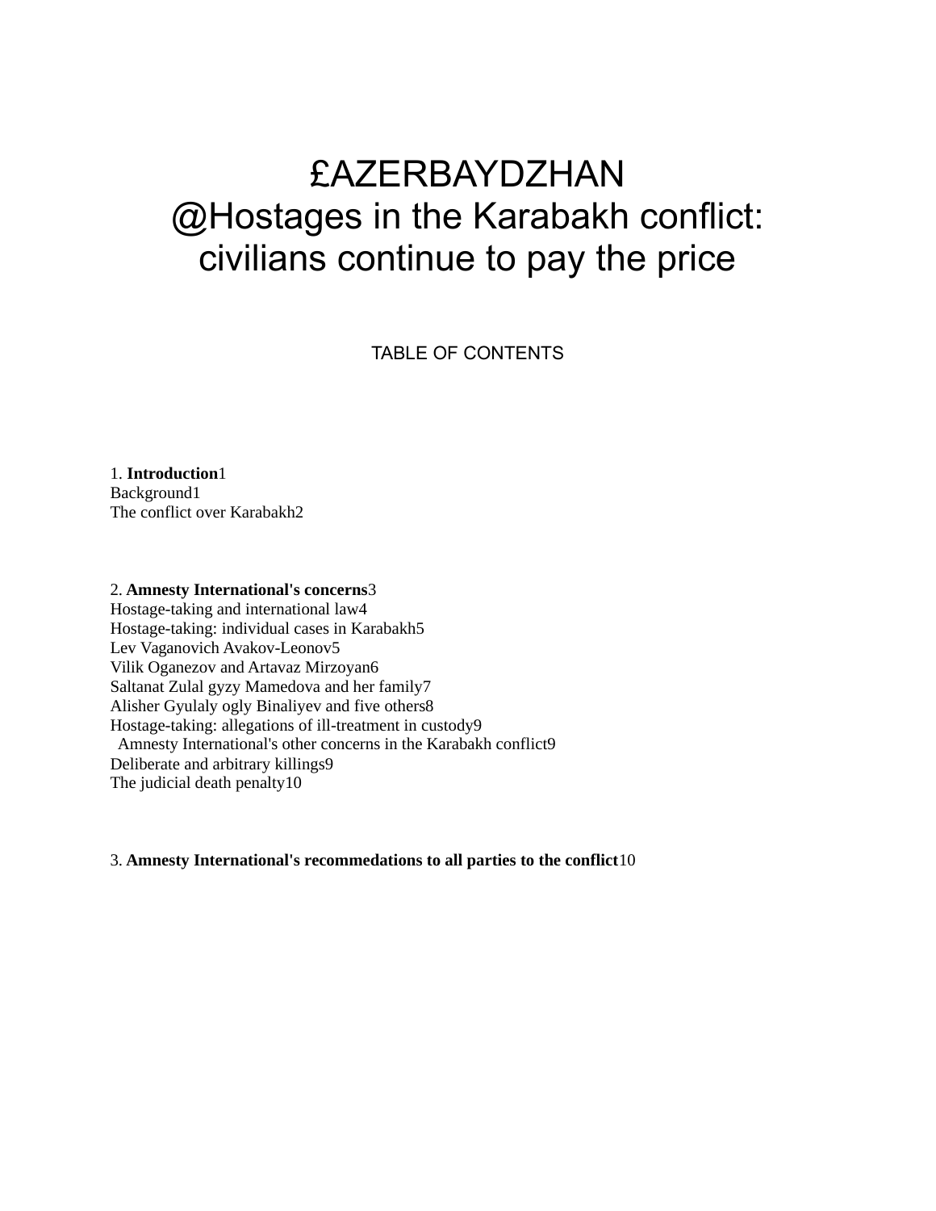# £AZERBAYDZHAN
# @Hostages in the Karabakh conflict: civilians continue to pay the price

TABLE OF CONTENTS

1. **Introduction**1
Background1
The conflict over Karabakh2

2. **Amnesty International's concerns**3
Hostage-taking and international law4
Hostage-taking: individual cases in Karabakh5
Lev Vaganovich Avakov-Leonov5
Vilik Oganezov and Artavaz Mirzoyan6
Saltanat Zulal gyzy Mamedova and her family7
Alisher Gyulaly ogly Binaliyev and five others8
Hostage-taking: allegations of ill-treatment in custody9
Amnesty International's other concerns in the Karabakh conflict9
Deliberate and arbitrary killings9
The judicial death penalty10

3. **Amnesty International's recommedations to all parties to the conflict**10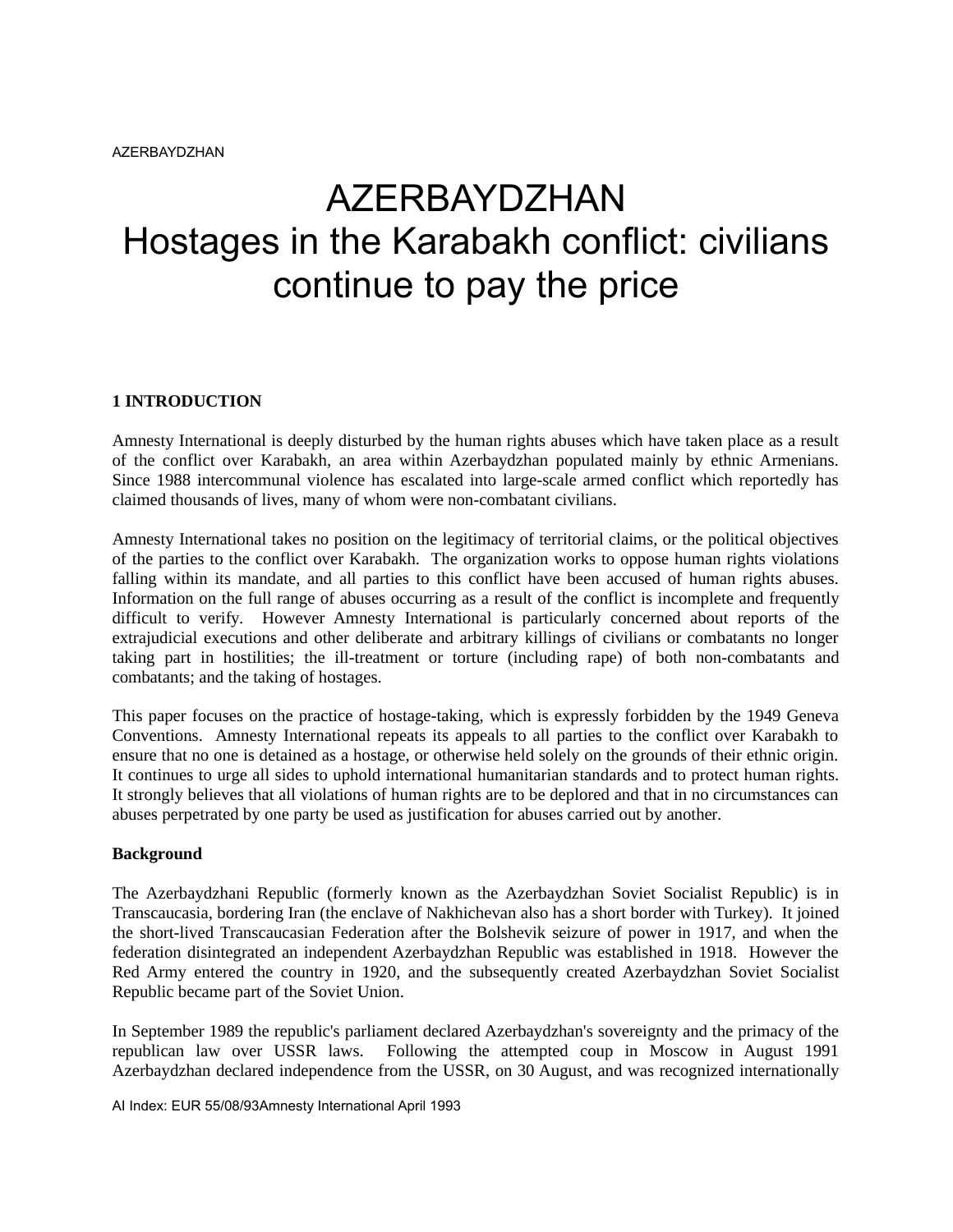# AZERBAYDZHAN
# Hostages in the Karabakh conflict: civilians continue to pay the price

## 1 INTRODUCTION

Amnesty International is deeply disturbed by the human rights abuses which have taken place as a result of the conflict over Karabakh, an area within Azerbaydzhan populated mainly by ethnic Armenians. Since 1988 intercommunal violence has escalated into large-scale armed conflict which reportedly has claimed thousands of lives, many of whom were non-combatant civilians.

Amnesty International takes no position on the legitimacy of territorial claims, or the political objectives of the parties to the conflict over Karabakh. The organization works to oppose human rights violations falling within its mandate, and all parties to this conflict have been accused of human rights abuses. Information on the full range of abuses occurring as a result of the conflict is incomplete and frequently difficult to verify. However Amnesty International is particularly concerned about reports of the extrajudicial executions and other deliberate and arbitrary killings of civilians or combatants no longer taking part in hostilities; the ill-treatment or torture (including rape) of both non-combatants and combatants; and the taking of hostages.

This paper focuses on the practice of hostage-taking, which is expressly forbidden by the 1949 Geneva Conventions. Amnesty International repeats its appeals to all parties to the conflict over Karabakh to ensure that no one is detained as a hostage, or otherwise held solely on the grounds of their ethnic origin. It continues to urge all sides to uphold international humanitarian standards and to protect human rights. It strongly believes that all violations of human rights are to be deplored and that in no circumstances can abuses perpetrated by one party be used as justification for abuses carried out by another.

### Background

The Azerbaydzhani Republic (formerly known as the Azerbaydzhan Soviet Socialist Republic) is in Transcaucasia, bordering Iran (the enclave of Nakhichevan also has a short border with Turkey). It joined the short-lived Transcaucasian Federation after the Bolshevik seizure of power in 1917, and when the federation disintegrated an independent Azerbaydzhan Republic was established in 1918. However the Red Army entered the country in 1920, and the subsequently created Azerbaydzhan Soviet Socialist Republic became part of the Soviet Union.

In September 1989 the republic's parliament declared Azerbaydzhan's sovereignty and the primacy of the republican law over USSR laws. Following the attempted coup in Moscow in August 1991 Azerbaydzhan declared independence from the USSR, on 30 August, and was recognized internationally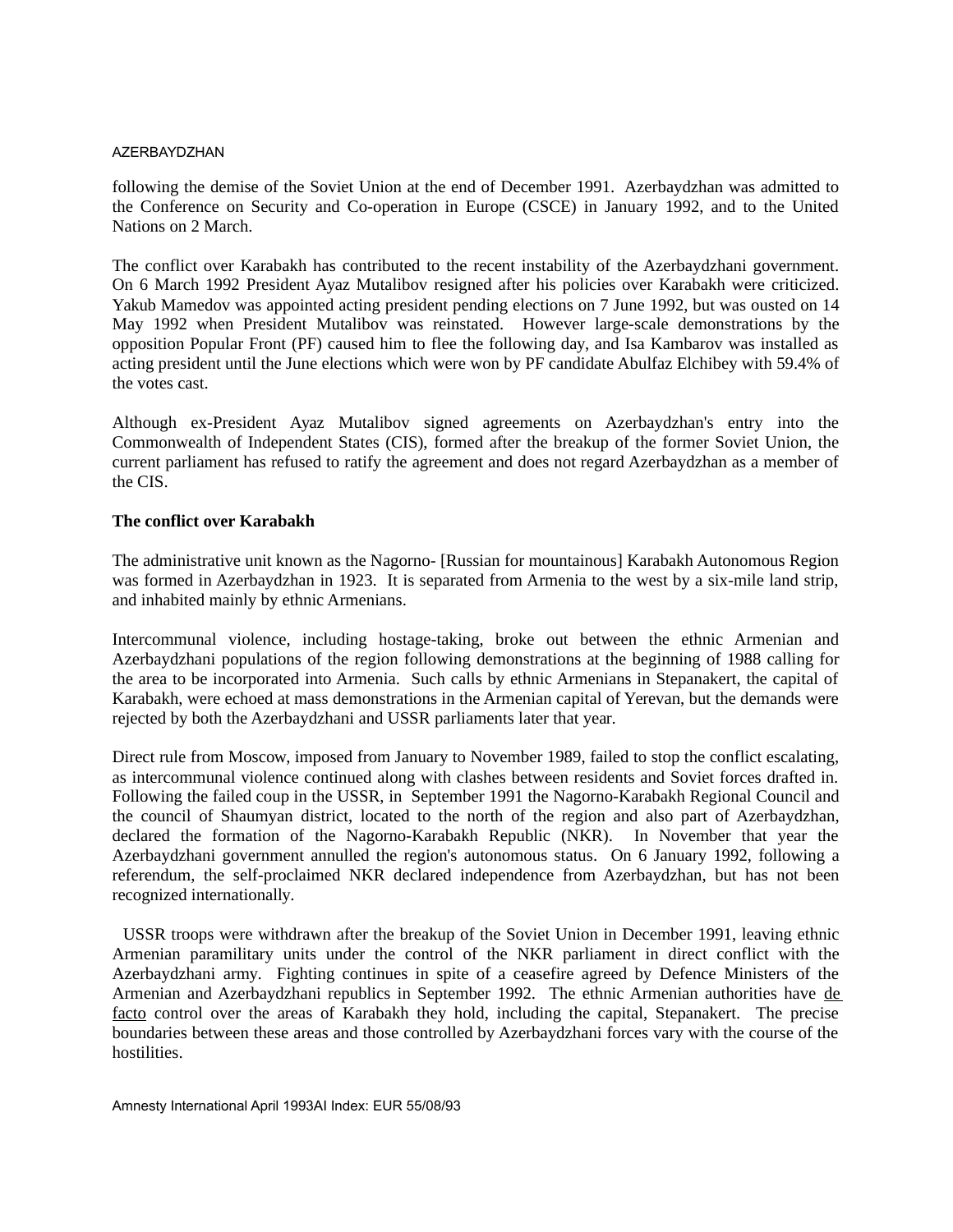following the demise of the Soviet Union at the end of December 1991. Azerbaydzhan was admitted to the Conference on Security and Co-operation in Europe (CSCE) in January 1992, and to the United Nations on 2 March.

The conflict over Karabakh has contributed to the recent instability of the Azerbaydzhani government. On 6 March 1992 President Ayaz Mutalibov resigned after his policies over Karabakh were criticized. Yakub Mamedov was appointed acting president pending elections on 7 June 1992, but was ousted on 14 May 1992 when President Mutalibov was reinstated. However large-scale demonstrations by the opposition Popular Front (PF) caused him to flee the following day, and Isa Kambarov was installed as acting president until the June elections which were won by PF candidate Abulfaz Elchibey with 59.4% of the votes cast.

Although ex-President Ayaz Mutalibov signed agreements on Azerbaydzhan's entry into the Commonwealth of Independent States (CIS), formed after the breakup of the former Soviet Union, the current parliament has refused to ratify the agreement and does not regard Azerbaydzhan as a member of the CIS.

**The conflict over Karabakh**

The administrative unit known as the Nagorno- [Russian for mountainous] Karabakh Autonomous Region was formed in Azerbaydzhan in 1923. It is separated from Armenia to the west by a six-mile land strip, and inhabited mainly by ethnic Armenians.

Intercommunal violence, including hostage-taking, broke out between the ethnic Armenian and Azerbaydzhani populations of the region following demonstrations at the beginning of 1988 calling for the area to be incorporated into Armenia. Such calls by ethnic Armenians in Stepanakert, the capital of Karabakh, were echoed at mass demonstrations in the Armenian capital of Yerevan, but the demands were rejected by both the Azerbaydzhani and USSR parliaments later that year.

Direct rule from Moscow, imposed from January to November 1989, failed to stop the conflict escalating, as intercommunal violence continued along with clashes between residents and Soviet forces drafted in. Following the failed coup in the USSR, in September 1991 the Nagorno-Karabakh Regional Council and the council of Shaumyan district, located to the north of the region and also part of Azerbaydzhan, declared the formation of the Nagorno-Karabakh Republic (NKR). In November that year the Azerbaydzhani government annulled the region's autonomous status. On 6 January 1992, following a referendum, the self-proclaimed NKR declared independence from Azerbaydzhan, but has not been recognized internationally.

USSR troops were withdrawn after the breakup of the Soviet Union in December 1991, leaving ethnic Armenian paramilitary units under the control of the NKR parliament in direct conflict with the Azerbaydzhani army. Fighting continues in spite of a ceasefire agreed by Defence Ministers of the Armenian and Azerbaydzhani republics in September 1992. The ethnic Armenian authorities have *de facto* control over the areas of Karabakh they hold, including the capital, Stepanakert. The precise boundaries between these areas and those controlled by Azerbaydzhani forces vary with the course of the hostilities.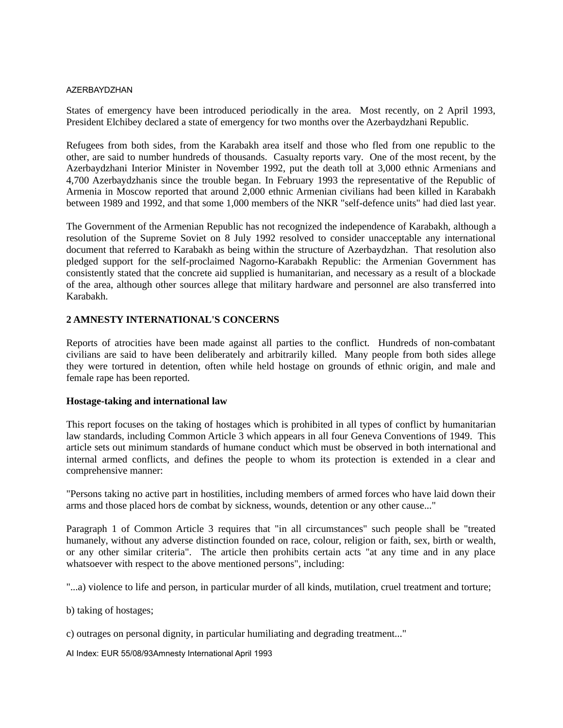AZERBAYDZHAN

States of emergency have been introduced periodically in the area. Most recently, on 2 April 1993, President Elchibey declared a state of emergency for two months over the Azerbaydzhani Republic.

Refugees from both sides, from the Karabakh area itself and those who fled from one republic to the other, are said to number hundreds of thousands. Casualty reports vary. One of the most recent, by the Azerbaydzhani Interior Minister in November 1992, put the death toll at 3,000 ethnic Armenians and 4,700 Azerbaydzhanis since the trouble began. In February 1993 the representative of the Republic of Armenia in Moscow reported that around 2,000 ethnic Armenian civilians had been killed in Karabakh between 1989 and 1992, and that some 1,000 members of the NKR "self-defence units" had died last year.

The Government of the Armenian Republic has not recognized the independence of Karabakh, although a resolution of the Supreme Soviet on 8 July 1992 resolved to consider unacceptable any international document that referred to Karabakh as being within the structure of Azerbaydzhan. That resolution also pledged support for the self-proclaimed Nagorno-Karabakh Republic: the Armenian Government has consistently stated that the concrete aid supplied is humanitarian, and necessary as a result of a blockade of the area, although other sources allege that military hardware and personnel are also transferred into Karabakh.

## 2 AMNESTY INTERNATIONAL'S CONCERNS

Reports of atrocities have been made against all parties to the conflict. Hundreds of non-combatant civilians are said to have been deliberately and arbitrarily killed. Many people from both sides allege they were tortured in detention, often while held hostage on grounds of ethnic origin, and male and female rape has been reported.

### Hostage-taking and international law

This report focuses on the taking of hostages which is prohibited in all types of conflict by humanitarian law standards, including Common Article 3 which appears in all four Geneva Conventions of 1949. This article sets out minimum standards of humane conduct which must be observed in both international and internal armed conflicts, and defines the people to whom its protection is extended in a clear and comprehensive manner:

"Persons taking no active part in hostilities, including members of armed forces who have laid down their arms and those placed hors de combat by sickness, wounds, detention or any other cause..."

Paragraph 1 of Common Article 3 requires that "in all circumstances" such people shall be "treated humanely, without any adverse distinction founded on race, colour, religion or faith, sex, birth or wealth, or any other similar criteria". The article then prohibits certain acts "at any time and in any place whatsoever with respect to the above mentioned persons", including:

"...a) violence to life and person, in particular murder of all kinds, mutilation, cruel treatment and torture;

b) taking of hostages;

c) outrages on personal dignity, in particular humiliating and degrading treatment..."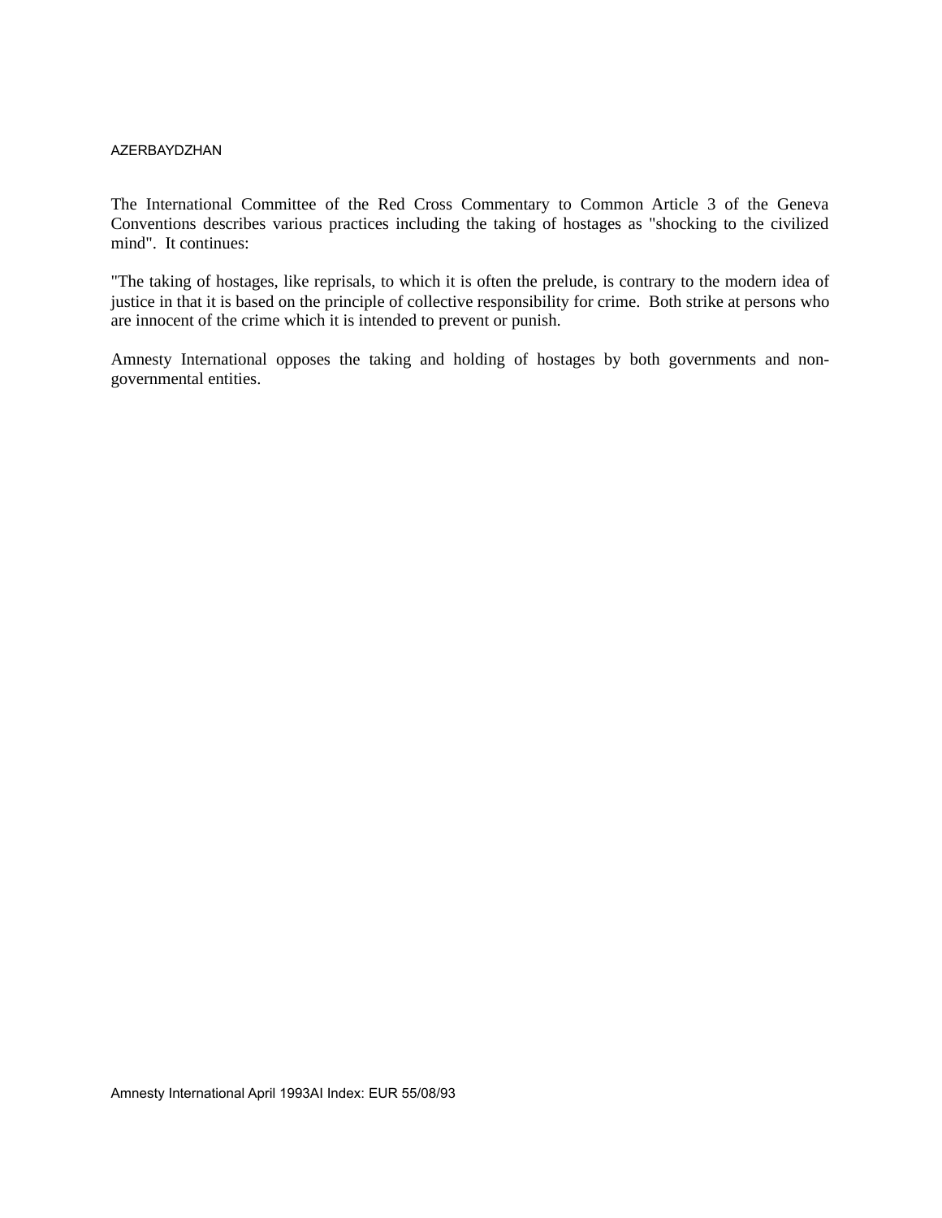The International Committee of the Red Cross Commentary to Common Article 3 of the Geneva Conventions describes various practices including the taking of hostages as "shocking to the civilized mind". It continues:

"The taking of hostages, like reprisals, to which it is often the prelude, is contrary to the modern idea of justice in that it is based on the principle of collective responsibility for crime. Both strike at persons who are innocent of the crime which it is intended to prevent or punish.

Amnesty International opposes the taking and holding of hostages by both governments and non-governmental entities.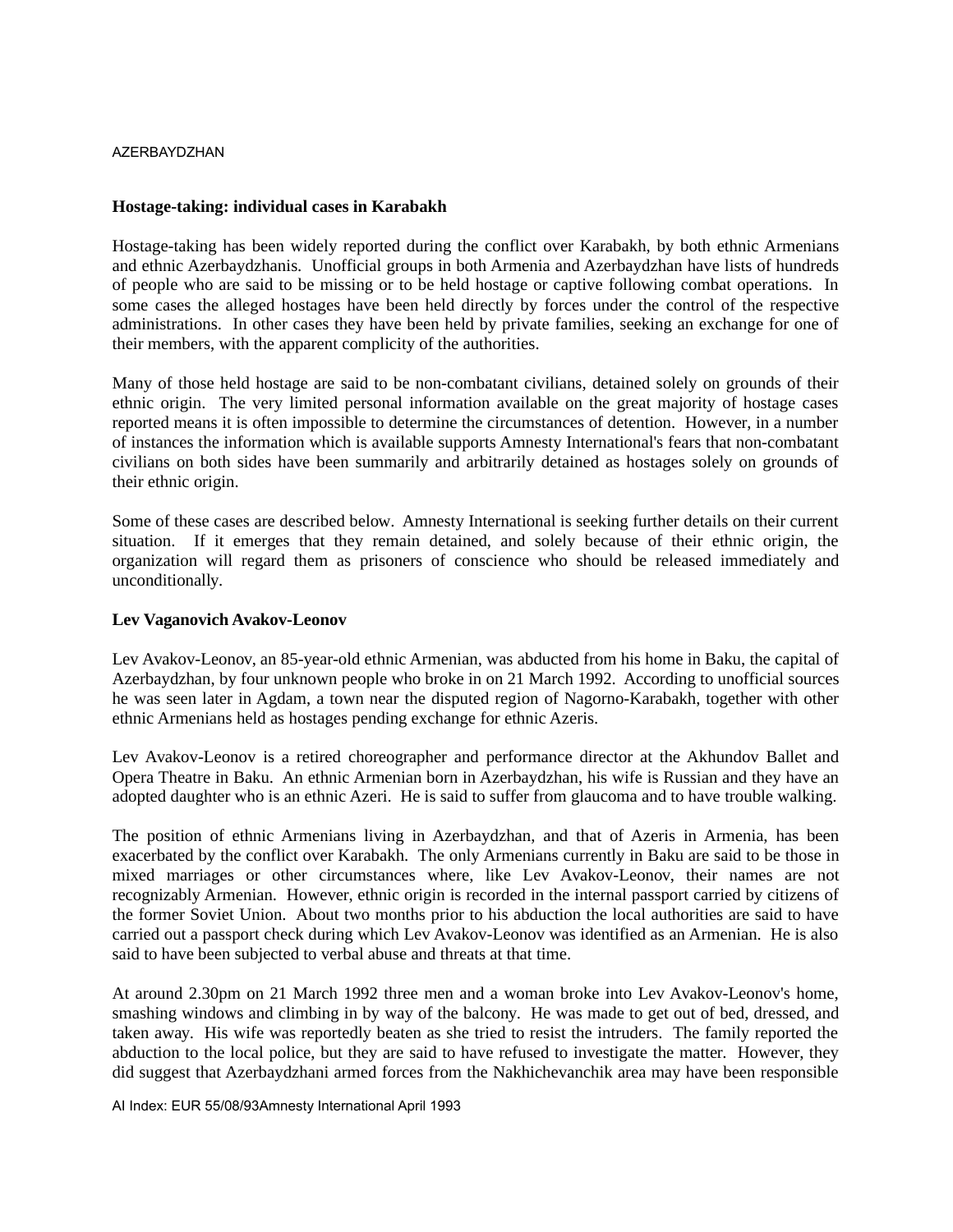AZERBAYDZHAN

**Hostage-taking: individual cases in Karabakh**

Hostage-taking has been widely reported during the conflict over Karabakh, by both ethnic Armenians and ethnic Azerbaydzhanis. Unofficial groups in both Armenia and Azerbaydzhan have lists of hundreds of people who are said to be missing or to be held hostage or captive following combat operations. In some cases the alleged hostages have been held directly by forces under the control of the respective administrations. In other cases they have been held by private families, seeking an exchange for one of their members, with the apparent complicity of the authorities.

Many of those held hostage are said to be non-combatant civilians, detained solely on grounds of their ethnic origin. The very limited personal information available on the great majority of hostage cases reported means it is often impossible to determine the circumstances of detention. However, in a number of instances the information which is available supports Amnesty International's fears that non-combatant civilians on both sides have been summarily and arbitrarily detained as hostages solely on grounds of their ethnic origin.

Some of these cases are described below. Amnesty International is seeking further details on their current situation. If it emerges that they remain detained, and solely because of their ethnic origin, the organization will regard them as prisoners of conscience who should be released immediately and unconditionally.

**Lev Vaganovich Avakov-Leonov**

Lev Avakov-Leonov, an 85-year-old ethnic Armenian, was abducted from his home in Baku, the capital of Azerbaydzhan, by four unknown people who broke in on 21 March 1992. According to unofficial sources he was seen later in Agdam, a town near the disputed region of Nagorno-Karabakh, together with other ethnic Armenians held as hostages pending exchange for ethnic Azeris.

Lev Avakov-Leonov is a retired choreographer and performance director at the Akhundov Ballet and Opera Theatre in Baku. An ethnic Armenian born in Azerbaydzhan, his wife is Russian and they have an adopted daughter who is an ethnic Azeri. He is said to suffer from glaucoma and to have trouble walking.

The position of ethnic Armenians living in Azerbaydzhan, and that of Azeris in Armenia, has been exacerbated by the conflict over Karabakh. The only Armenians currently in Baku are said to be those in mixed marriages or other circumstances where, like Lev Avakov-Leonov, their names are not recognizably Armenian. However, ethnic origin is recorded in the internal passport carried by citizens of the former Soviet Union. About two months prior to his abduction the local authorities are said to have carried out a passport check during which Lev Avakov-Leonov was identified as an Armenian. He is also said to have been subjected to verbal abuse and threats at that time.

At around 2.30pm on 21 March 1992 three men and a woman broke into Lev Avakov-Leonov's home, smashing windows and climbing in by way of the balcony. He was made to get out of bed, dressed, and taken away. His wife was reportedly beaten as she tried to resist the intruders. The family reported the abduction to the local police, but they are said to have refused to investigate the matter. However, they did suggest that Azerbaydzhani armed forces from the Nakhichevanchik area may have been responsible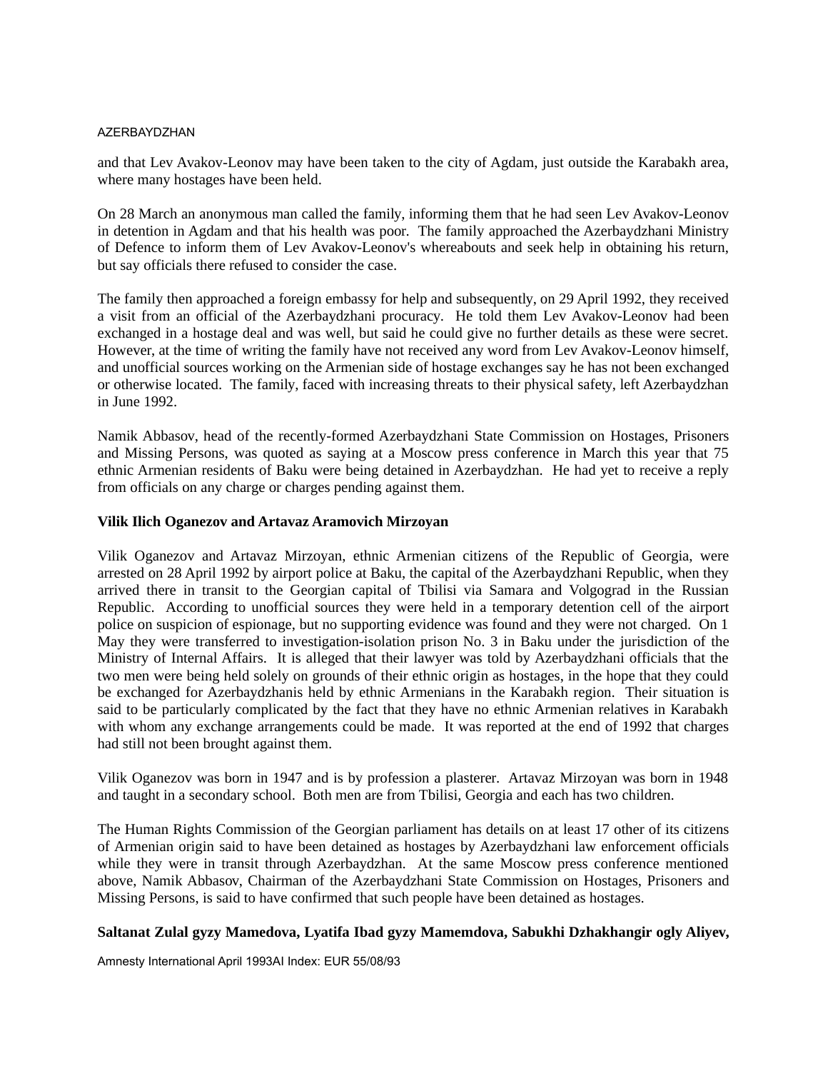and that Lev Avakov-Leonov may have been taken to the city of Agdam, just outside the Karabakh area, where many hostages have been held.

On 28 March an anonymous man called the family, informing them that he had seen Lev Avakov-Leonov in detention in Agdam and that his health was poor. The family approached the Azerbaydzhani Ministry of Defence to inform them of Lev Avakov-Leonov's whereabouts and seek help in obtaining his return, but say officials there refused to consider the case.

The family then approached a foreign embassy for help and subsequently, on 29 April 1992, they received a visit from an official of the Azerbaydzhani procuracy. He told them Lev Avakov-Leonov had been exchanged in a hostage deal and was well, but said he could give no further details as these were secret. However, at the time of writing the family have not received any word from Lev Avakov-Leonov himself, and unofficial sources working on the Armenian side of hostage exchanges say he has not been exchanged or otherwise located. The family, faced with increasing threats to their physical safety, left Azerbaydzhan in June 1992.

Namik Abbasov, head of the recently-formed Azerbaydzhani State Commission on Hostages, Prisoners and Missing Persons, was quoted as saying at a Moscow press conference in March this year that 75 ethnic Armenian residents of Baku were being detained in Azerbaydzhan. He had yet to receive a reply from officials on any charge or charges pending against them.

**Vilik Ilich Oganezov and Artavaz Aramovich Mirzoyan**

Vilik Oganezov and Artavaz Mirzoyan, ethnic Armenian citizens of the Republic of Georgia, were arrested on 28 April 1992 by airport police at Baku, the capital of the Azerbaydzhani Republic, when they arrived there in transit to the Georgian capital of Tbilisi via Samara and Volgograd in the Russian Republic. According to unofficial sources they were held in a temporary detention cell of the airport police on suspicion of espionage, but no supporting evidence was found and they were not charged. On 1 May they were transferred to investigation-isolation prison No. 3 in Baku under the jurisdiction of the Ministry of Internal Affairs. It is alleged that their lawyer was told by Azerbaydzhani officials that the two men were being held solely on grounds of their ethnic origin as hostages, in the hope that they could be exchanged for Azerbaydzhanis held by ethnic Armenians in the Karabakh region. Their situation is said to be particularly complicated by the fact that they have no ethnic Armenian relatives in Karabakh with whom any exchange arrangements could be made. It was reported at the end of 1992 that charges had still not been brought against them.

Vilik Oganezov was born in 1947 and is by profession a plasterer. Artavaz Mirzoyan was born in 1948 and taught in a secondary school. Both men are from Tbilisi, Georgia and each has two children.

The Human Rights Commission of the Georgian parliament has details on at least 17 other of its citizens of Armenian origin said to have been detained as hostages by Azerbaydzhani law enforcement officials while they were in transit through Azerbaydzhan. At the same Moscow press conference mentioned above, Namik Abbasov, Chairman of the Azerbaydzhani State Commission on Hostages, Prisoners and Missing Persons, is said to have confirmed that such people have been detained as hostages.

**Saltanat Zulal gyzy Mamedova, Lyatifa Ibad gyzy Mamemdova, Sabukhi Dzhakhangir ogly Aliyev,**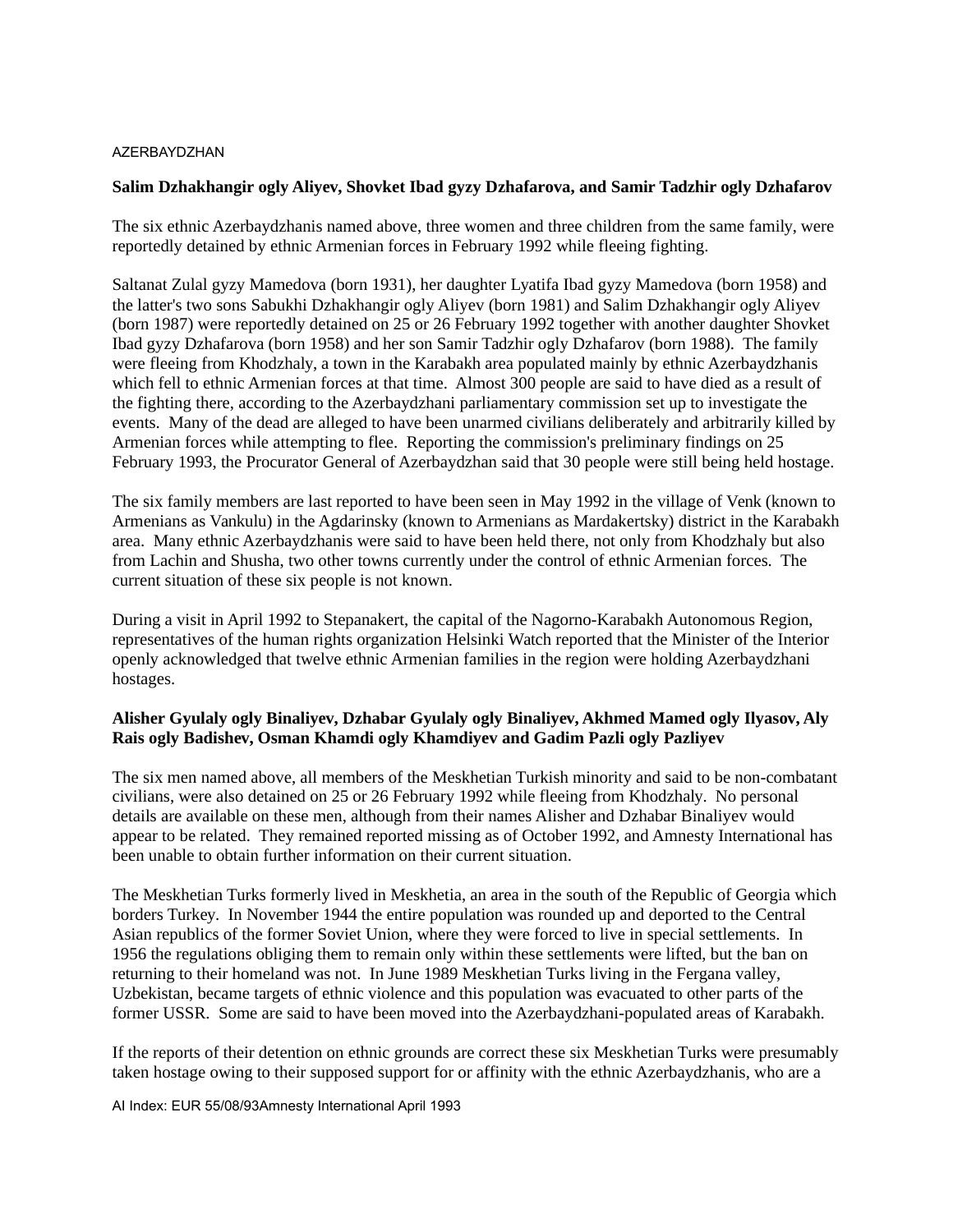AZERBAYDZHAN

**Salim Dzhakhangir ogly Aliyev, Shovket Ibad gyzy Dzhafarova, and Samir Tadzhir ogly Dzhafarov**

The six ethnic Azerbaydzhanis named above, three women and three children from the same family, were reportedly detained by ethnic Armenian forces in February 1992 while fleeing fighting.

Saltanat Zulal gyzy Mamedova (born 1931), her daughter Lyatifa Ibad gyzy Mamedova (born 1958) and the latter's two sons Sabukhi Dzhakhangir ogly Aliyev (born 1981) and Salim Dzhakhangir ogly Aliyev (born 1987) were reportedly detained on 25 or 26 February 1992 together with another daughter Shovket Ibad gyzy Dzhafarova (born 1958) and her son Samir Tadzhir ogly Dzhafarov (born 1988). The family were fleeing from Khodzhaly, a town in the Karabakh area populated mainly by ethnic Azerbaydzhanis which fell to ethnic Armenian forces at that time. Almost 300 people are said to have died as a result of the fighting there, according to the Azerbaydzhani parliamentary commission set up to investigate the events. Many of the dead are alleged to have been unarmed civilians deliberately and arbitrarily killed by Armenian forces while attempting to flee. Reporting the commission's preliminary findings on 25 February 1993, the Procurator General of Azerbaydzhan said that 30 people were still being held hostage.

The six family members are last reported to have been seen in May 1992 in the village of Venk (known to Armenians as Vankulu) in the Agdarinsky (known to Armenians as Mardakertsky) district in the Karabakh area. Many ethnic Azerbaydzhanis were said to have been held there, not only from Khodzhaly but also from Lachin and Shusha, two other towns currently under the control of ethnic Armenian forces. The current situation of these six people is not known.

During a visit in April 1992 to Stepanakert, the capital of the Nagorno-Karabakh Autonomous Region, representatives of the human rights organization Helsinki Watch reported that the Minister of the Interior openly acknowledged that twelve ethnic Armenian families in the region were holding Azerbaydzhani hostages.

**Alisher Gyulaly ogly Binaliyev, Dzhabar Gyulaly ogly Binaliyev, Akhmed Mamed ogly Ilyasov, Aly Rais ogly Badishev, Osman Khamdi ogly Khamdiyev and Gadim Pazli ogly Pazliyev**

The six men named above, all members of the Meskhetian Turkish minority and said to be non-combatant civilians, were also detained on 25 or 26 February 1992 while fleeing from Khodzhaly. No personal details are available on these men, although from their names Alisher and Dzhabar Binaliyev would appear to be related. They remained reported missing as of October 1992, and Amnesty International has been unable to obtain further information on their current situation.

The Meskhetian Turks formerly lived in Meskhetia, an area in the south of the Republic of Georgia which borders Turkey. In November 1944 the entire population was rounded up and deported to the Central Asian republics of the former Soviet Union, where they were forced to live in special settlements. In 1956 the regulations obliging them to remain only within these settlements were lifted, but the ban on returning to their homeland was not. In June 1989 Meskhetian Turks living in the Fergana valley, Uzbekistan, became targets of ethnic violence and this population was evacuated to other parts of the former USSR. Some are said to have been moved into the Azerbaydzhani-populated areas of Karabakh.

If the reports of their detention on ethnic grounds are correct these six Meskhetian Turks were presumably taken hostage owing to their supposed support for or affinity with the ethnic Azerbaydzhanis, who are a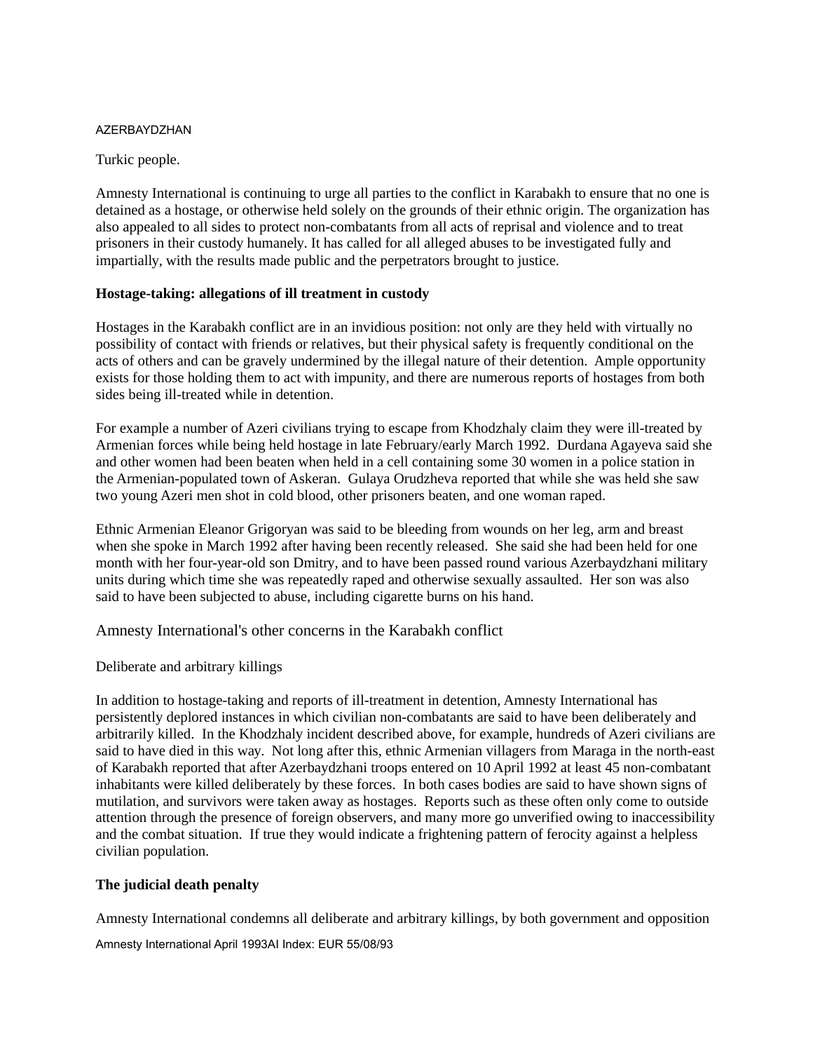Turkic people.

Amnesty International is continuing to urge all parties to the conflict in Karabakh to ensure that no one is detained as a hostage, or otherwise held solely on the grounds of their ethnic origin. The organization has also appealed to all sides to protect non-combatants from all acts of reprisal and violence and to treat prisoners in their custody humanely. It has called for all alleged abuses to be investigated fully and impartially, with the results made public and the perpetrators brought to justice.

**Hostage-taking: allegations of ill treatment in custody**

Hostages in the Karabakh conflict are in an invidious position: not only are they held with virtually no possibility of contact with friends or relatives, but their physical safety is frequently conditional on the acts of others and can be gravely undermined by the illegal nature of their detention. Ample opportunity exists for those holding them to act with impunity, and there are numerous reports of hostages from both sides being ill-treated while in detention.

For example a number of Azeri civilians trying to escape from Khodzhaly claim they were ill-treated by Armenian forces while being held hostage in late February/early March 1992. Durdana Agayeva said she and other women had been beaten when held in a cell containing some 30 women in a police station in the Armenian-populated town of Askeran. Gulaya Orudzheva reported that while she was held she saw two young Azeri men shot in cold blood, other prisoners beaten, and one woman raped.

Ethnic Armenian Eleanor Grigoryan was said to be bleeding from wounds on her leg, arm and breast when she spoke in March 1992 after having been recently released. She said she had been held for one month with her four-year-old son Dmitry, and to have been passed round various Azerbaydzhani military units during which time she was repeatedly raped and otherwise sexually assaulted. Her son was also said to have been subjected to abuse, including cigarette burns on his hand.

## Amnesty International's other concerns in the Karabakh conflict

### Deliberate and arbitrary killings

In addition to hostage-taking and reports of ill-treatment in detention, Amnesty International has persistently deplored instances in which civilian non-combatants are said to have been deliberately and arbitrarily killed. In the Khodzhaly incident described above, for example, hundreds of Azeri civilians are said to have died in this way. Not long after this, ethnic Armenian villagers from Maraga in the north-east of Karabakh reported that after Azerbaydzhani troops entered on 10 April 1992 at least 45 non-combatant inhabitants were killed deliberately by these forces. In both cases bodies are said to have shown signs of mutilation, and survivors were taken away as hostages. Reports such as these often only come to outside attention through the presence of foreign observers, and many more go unverified owing to inaccessibility and the combat situation. If true they would indicate a frightening pattern of ferocity against a helpless civilian population.

**The judicial death penalty**

Amnesty International condemns all deliberate and arbitrary killings, by both government and opposition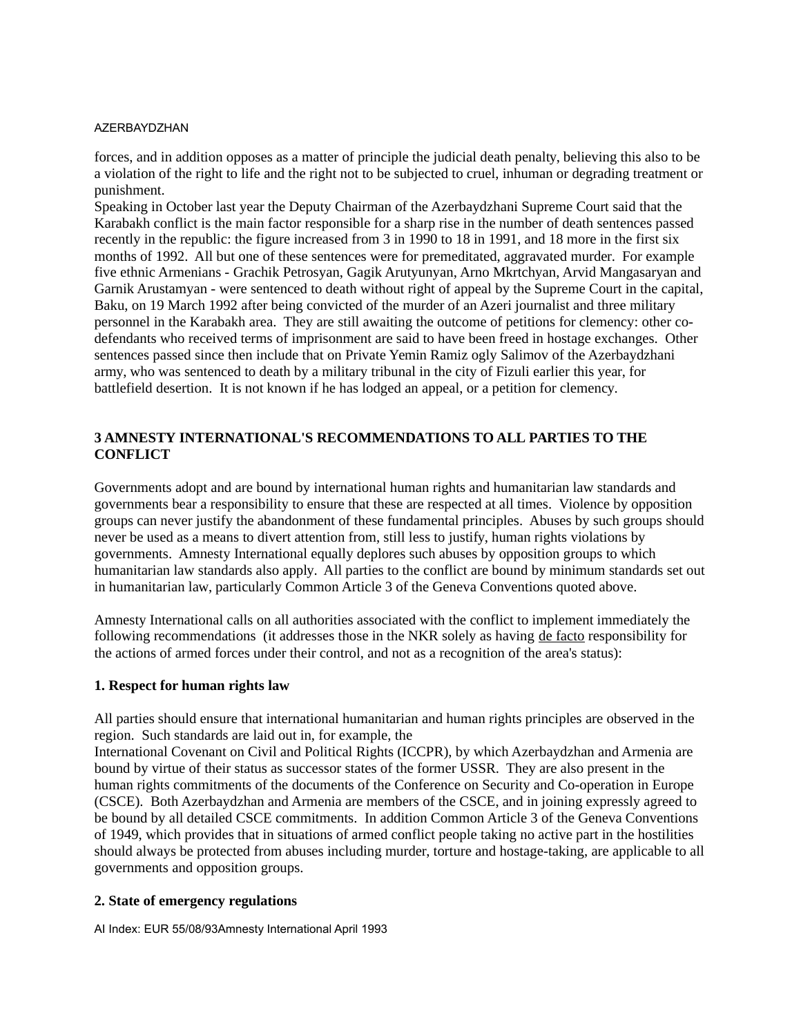forces, and in addition opposes as a matter of principle the judicial death penalty, believing this also to be a violation of the right to life and the right not to be subjected to cruel, inhuman or degrading treatment or punishment.

Speaking in October last year the Deputy Chairman of the Azerbaydzhani Supreme Court said that the Karabakh conflict is the main factor responsible for a sharp rise in the number of death sentences passed recently in the republic: the figure increased from 3 in 1990 to 18 in 1991, and 18 more in the first six months of 1992. All but one of these sentences were for premeditated, aggravated murder. For example five ethnic Armenians - Grachik Petrosyan, Gagik Arutyunyan, Arno Mkrtchyan, Arvid Mangasaryan and Garnik Arustamyan - were sentenced to death without right of appeal by the Supreme Court in the capital, Baku, on 19 March 1992 after being convicted of the murder of an Azeri journalist and three military personnel in the Karabakh area. They are still awaiting the outcome of petitions for clemency: other co-defendants who received terms of imprisonment are said to have been freed in hostage exchanges. Other sentences passed since then include that on Private Yemin Ramiz ogly Salimov of the Azerbaydzhani army, who was sentenced to death by a military tribunal in the city of Fizuli earlier this year, for battlefield desertion. It is not known if he has lodged an appeal, or a petition for clemency.

## 3 AMNESTY INTERNATIONAL'S RECOMMENDATIONS TO ALL PARTIES TO THE CONFLICT

Governments adopt and are bound by international human rights and humanitarian law standards and governments bear a responsibility to ensure that these are respected at all times. Violence by opposition groups can never justify the abandonment of these fundamental principles. Abuses by such groups should never be used as a means to divert attention from, still less to justify, human rights violations by governments. Amnesty International equally deplores such abuses by opposition groups to which humanitarian law standards also apply. All parties to the conflict are bound by minimum standards set out in humanitarian law, particularly Common Article 3 of the Geneva Conventions quoted above.

Amnesty International calls on all authorities associated with the conflict to implement immediately the following recommendations (it addresses those in the NKR solely as having de facto responsibility for the actions of armed forces under their control, and not as a recognition of the area's status):

### 1. Respect for human rights law

All parties should ensure that international humanitarian and human rights principles are observed in the region. Such standards are laid out in, for example, the International Covenant on Civil and Political Rights (ICCPR), by which Azerbaydzhan and Armenia are bound by virtue of their status as successor states of the former USSR. They are also present in the human rights commitments of the documents of the Conference on Security and Co-operation in Europe (CSCE). Both Azerbaydzhan and Armenia are members of the CSCE, and in joining expressly agreed to be bound by all detailed CSCE commitments. In addition Common Article 3 of the Geneva Conventions of 1949, which provides that in situations of armed conflict people taking no active part in the hostilities should always be protected from abuses including murder, torture and hostage-taking, are applicable to all governments and opposition groups.

### 2. State of emergency regulations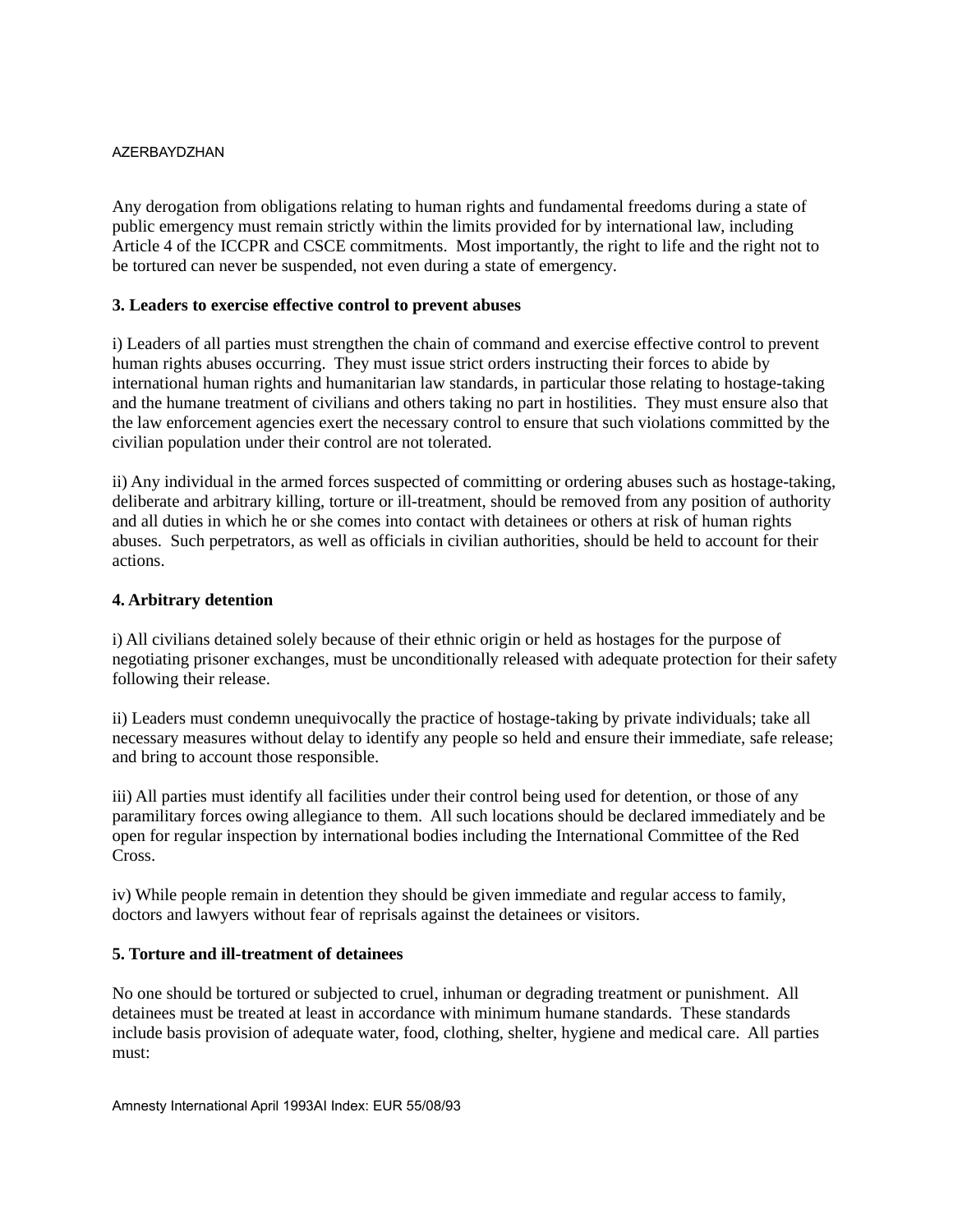Any derogation from obligations relating to human rights and fundamental freedoms during a state of public emergency must remain strictly within the limits provided for by international law, including Article 4 of the ICCPR and CSCE commitments. Most importantly, the right to life and the right not to be tortured can never be suspended, not even during a state of emergency.

**3. Leaders to exercise effective control to prevent abuses**

i) Leaders of all parties must strengthen the chain of command and exercise effective control to prevent human rights abuses occurring. They must issue strict orders instructing their forces to abide by international human rights and humanitarian law standards, in particular those relating to hostage-taking and the humane treatment of civilians and others taking no part in hostilities. They must ensure also that the law enforcement agencies exert the necessary control to ensure that such violations committed by the civilian population under their control are not tolerated.

ii) Any individual in the armed forces suspected of committing or ordering abuses such as hostage-taking, deliberate and arbitrary killing, torture or ill-treatment, should be removed from any position of authority and all duties in which he or she comes into contact with detainees or others at risk of human rights abuses. Such perpetrators, as well as officials in civilian authorities, should be held to account for their actions.

**4. Arbitrary detention**

i) All civilians detained solely because of their ethnic origin or held as hostages for the purpose of negotiating prisoner exchanges, must be unconditionally released with adequate protection for their safety following their release.

ii) Leaders must condemn unequivocally the practice of hostage-taking by private individuals; take all necessary measures without delay to identify any people so held and ensure their immediate, safe release; and bring to account those responsible.

iii) All parties must identify all facilities under their control being used for detention, or those of any paramilitary forces owing allegiance to them. All such locations should be declared immediately and be open for regular inspection by international bodies including the International Committee of the Red Cross.

iv) While people remain in detention they should be given immediate and regular access to family, doctors and lawyers without fear of reprisals against the detainees or visitors.

**5. Torture and ill-treatment of detainees**

No one should be tortured or subjected to cruel, inhuman or degrading treatment or punishment. All detainees must be treated at least in accordance with minimum humane standards. These standards include basis provision of adequate water, food, clothing, shelter, hygiene and medical care. All parties must: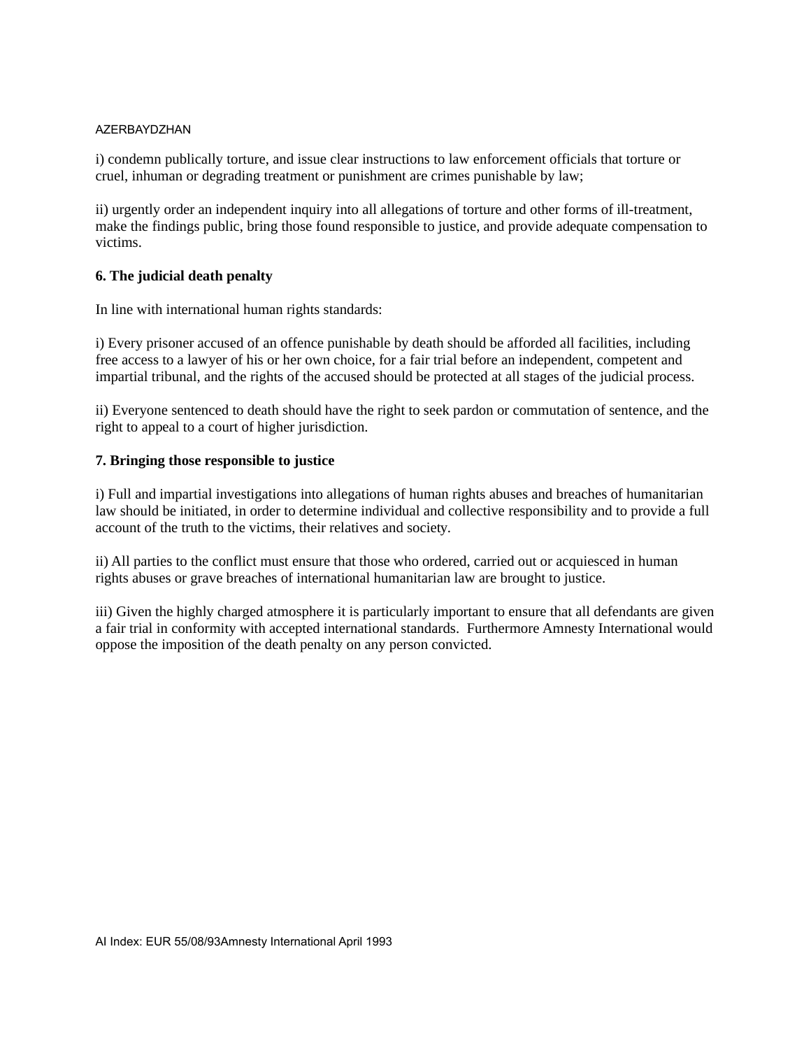i) condemn publically torture, and issue clear instructions to law enforcement officials that torture or cruel, inhuman or degrading treatment or punishment are crimes punishable by law;

ii) urgently order an independent inquiry into all allegations of torture and other forms of ill-treatment, make the findings public, bring those found responsible to justice, and provide adequate compensation to victims.

**6. The judicial death penalty**

In line with international human rights standards:

i) Every prisoner accused of an offence punishable by death should be afforded all facilities, including free access to a lawyer of his or her own choice, for a fair trial before an independent, competent and impartial tribunal, and the rights of the accused should be protected at all stages of the judicial process.

ii) Everyone sentenced to death should have the right to seek pardon or commutation of sentence, and the right to appeal to a court of higher jurisdiction.

**7. Bringing those responsible to justice**

i) Full and impartial investigations into allegations of human rights abuses and breaches of humanitarian law should be initiated, in order to determine individual and collective responsibility and to provide a full account of the truth to the victims, their relatives and society.

ii) All parties to the conflict must ensure that those who ordered, carried out or acquiesced in human rights abuses or grave breaches of international humanitarian law are brought to justice.

iii) Given the highly charged atmosphere it is particularly important to ensure that all defendants are given a fair trial in conformity with accepted international standards. Furthermore Amnesty International would oppose the imposition of the death penalty on any person convicted.